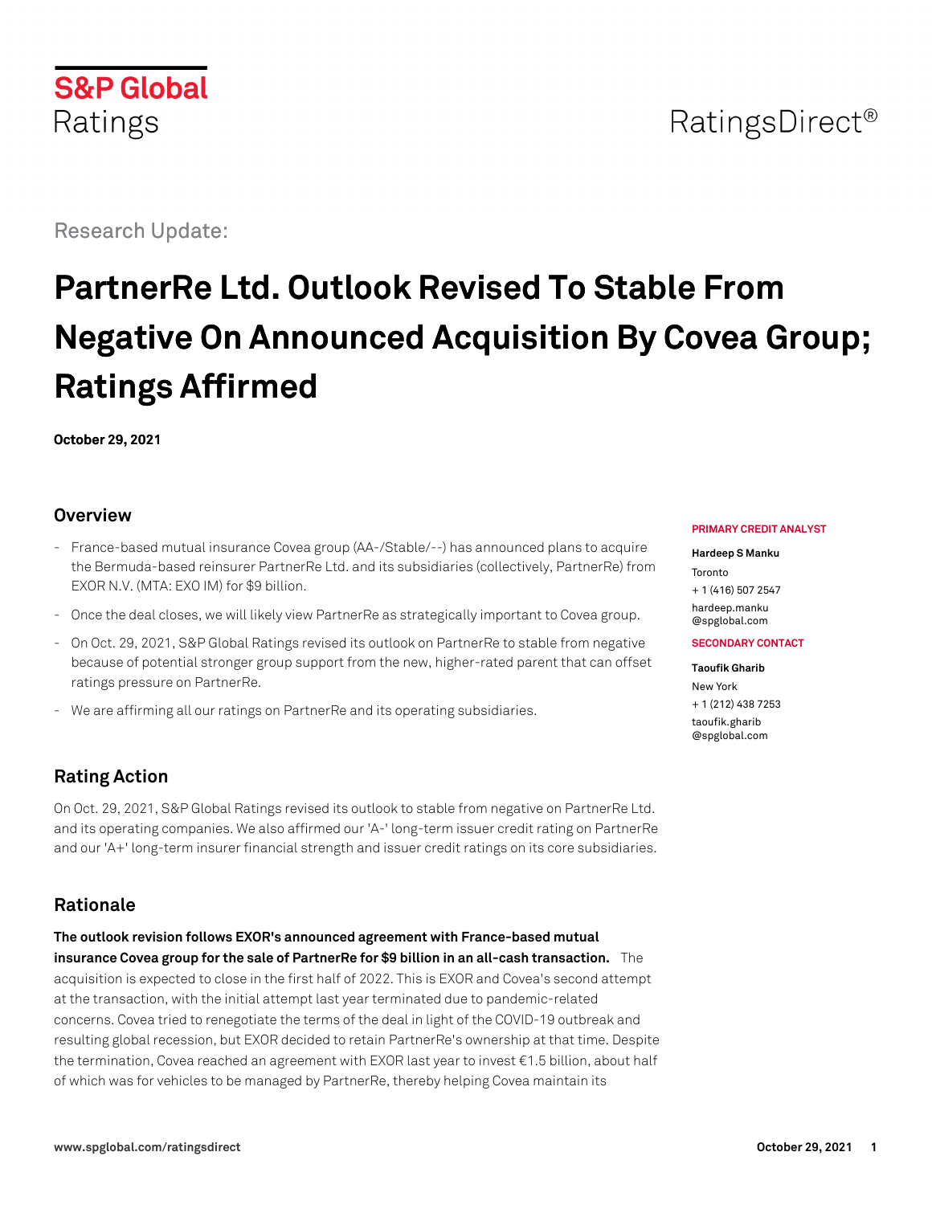S&P Global Ratings

RatingsDirect®

Research Update:

# PartnerRe Ltd. Outlook Revised To Stable From Negative On Announced Acquisition By Covea Group; Ratings Affirmed

**October 29, 2021**

**PRIMARY CREDIT ANALYST**

**Hardeep S Manku**
Toronto
+ 1 (416) 507 2547
hardeep.manku@spglobal.com

**SECONDARY CONTACT**

**Taoufik Gharib**
New York
+ 1 (212) 438 7253
taoufik.gharib@spglobal.com

## Overview

- France-based mutual insurance Covea group (AA-/Stable/--) has announced plans to acquire the Bermuda-based reinsurer PartnerRe Ltd. and its subsidiaries (collectively, PartnerRe) from EXOR N.V. (MTA: EXO IM) for $9 billion.
- Once the deal closes, we will likely view PartnerRe as strategically important to Covea group.
- On Oct. 29, 2021, S&P Global Ratings revised its outlook on PartnerRe to stable from negative because of potential stronger group support from the new, higher-rated parent that can offset ratings pressure on PartnerRe.
- We are affirming all our ratings on PartnerRe and its operating subsidiaries.

## Rating Action

On Oct. 29, 2021, S&P Global Ratings revised its outlook to stable from negative on PartnerRe Ltd. and its operating companies. We also affirmed our 'A-' long-term issuer credit rating on PartnerRe and our 'A+' long-term insurer financial strength and issuer credit ratings on its core subsidiaries.

## Rationale

**The outlook revision follows EXOR's announced agreement with France-based mutual insurance Covea group for the sale of PartnerRe for $9 billion in an all-cash transaction.** The acquisition is expected to close in the first half of 2022. This is EXOR and Covea's second attempt at the transaction, with the initial attempt last year terminated due to pandemic-related concerns. Covea tried to renegotiate the terms of the deal in light of the COVID-19 outbreak and resulting global recession, but EXOR decided to retain PartnerRe's ownership at that time. Despite the termination, Covea reached an agreement with EXOR last year to invest €1.5 billion, about half of which was for vehicles to be managed by PartnerRe, thereby helping Covea maintain its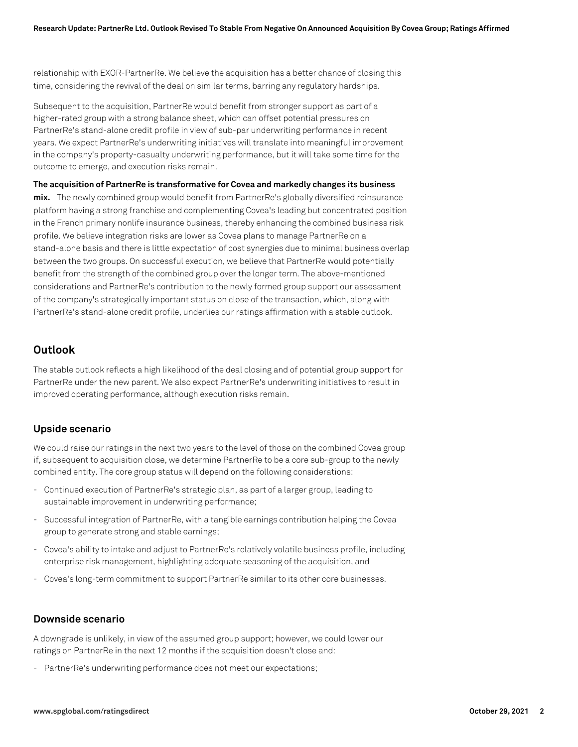relationship with EXOR-PartnerRe. We believe the acquisition has a better chance of closing this time, considering the revival of the deal on similar terms, barring any regulatory hardships.

Subsequent to the acquisition, PartnerRe would benefit from stronger support as part of a higher-rated group with a strong balance sheet, which can offset potential pressures on PartnerRe's stand-alone credit profile in view of sub-par underwriting performance in recent years. We expect PartnerRe's underwriting initiatives will translate into meaningful improvement in the company's property-casualty underwriting performance, but it will take some time for the outcome to emerge, and execution risks remain.

**The acquisition of PartnerRe is transformative for Covea and markedly changes its business mix.** The newly combined group would benefit from PartnerRe's globally diversified reinsurance platform having a strong franchise and complementing Covea's leading but concentrated position in the French primary nonlife insurance business, thereby enhancing the combined business risk profile. We believe integration risks are lower as Covea plans to manage PartnerRe on a stand-alone basis and there is little expectation of cost synergies due to minimal business overlap between the two groups. On successful execution, we believe that PartnerRe would potentially benefit from the strength of the combined group over the longer term. The above-mentioned considerations and PartnerRe's contribution to the newly formed group support our assessment of the company's strategically important status on close of the transaction, which, along with PartnerRe's stand-alone credit profile, underlies our ratings affirmation with a stable outlook.

## Outlook

The stable outlook reflects a high likelihood of the deal closing and of potential group support for PartnerRe under the new parent. We also expect PartnerRe's underwriting initiatives to result in improved operating performance, although execution risks remain.

### Upside scenario

We could raise our ratings in the next two years to the level of those on the combined Covea group if, subsequent to acquisition close, we determine PartnerRe to be a core sub-group to the newly combined entity. The core group status will depend on the following considerations:

- Continued execution of PartnerRe's strategic plan, as part of a larger group, leading to sustainable improvement in underwriting performance;
- Successful integration of PartnerRe, with a tangible earnings contribution helping the Covea group to generate strong and stable earnings;
- Covea's ability to intake and adjust to PartnerRe's relatively volatile business profile, including enterprise risk management, highlighting adequate seasoning of the acquisition, and
- Covea's long-term commitment to support PartnerRe similar to its other core businesses.

### Downside scenario

A downgrade is unlikely, in view of the assumed group support; however, we could lower our ratings on PartnerRe in the next 12 months if the acquisition doesn't close and:

- PartnerRe's underwriting performance does not meet our expectations;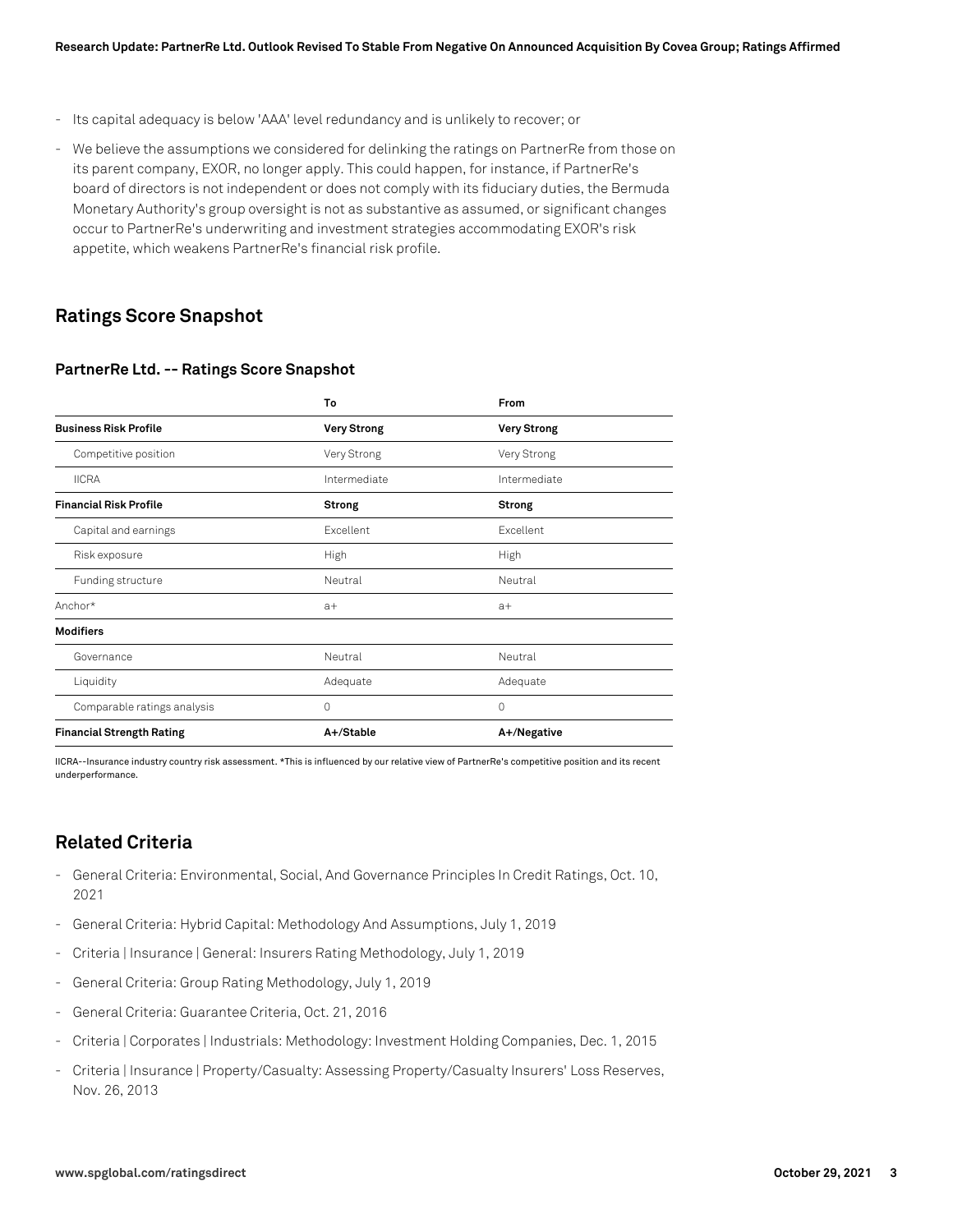- Its capital adequacy is below 'AAA' level redundancy and is unlikely to recover; or
- We believe the assumptions we considered for delinking the ratings on PartnerRe from those on its parent company, EXOR, no longer apply. This could happen, for instance, if PartnerRe's board of directors is not independent or does not comply with its fiduciary duties, the Bermuda Monetary Authority's group oversight is not as substantive as assumed, or significant changes occur to PartnerRe's underwriting and investment strategies accommodating EXOR's risk appetite, which weakens PartnerRe's financial risk profile.

## Ratings Score Snapshot

### PartnerRe Ltd. -- Ratings Score Snapshot

| | To | From |
|---|---|---|
| **Business Risk Profile** | **Very Strong** | **Very Strong** |
| Competitive position | Very Strong | Very Strong |
| IICRA | Intermediate | Intermediate |
| **Financial Risk Profile** | **Strong** | **Strong** |
| Capital and earnings | Excellent | Excellent |
| Risk exposure | High | High |
| Funding structure | Neutral | Neutral |
| Anchor* | a+ | a+ |
| **Modifiers** | | |
| Governance | Neutral | Neutral |
| Liquidity | Adequate | Adequate |
| Comparable ratings analysis | 0 | 0 |
| **Financial Strength Rating** | **A+/Stable** | **A+/Negative** |

IICRA--Insurance industry country risk assessment. *This is influenced by our relative view of PartnerRe's competitive position and its recent underperformance.

## Related Criteria

- General Criteria: Environmental, Social, And Governance Principles In Credit Ratings, Oct. 10, 2021
- General Criteria: Hybrid Capital: Methodology And Assumptions, July 1, 2019
- Criteria | Insurance | General: Insurers Rating Methodology, July 1, 2019
- General Criteria: Group Rating Methodology, July 1, 2019
- General Criteria: Guarantee Criteria, Oct. 21, 2016
- Criteria | Corporates | Industrials: Methodology: Investment Holding Companies, Dec. 1, 2015
- Criteria | Insurance | Property/Casualty: Assessing Property/Casualty Insurers' Loss Reserves, Nov. 26, 2013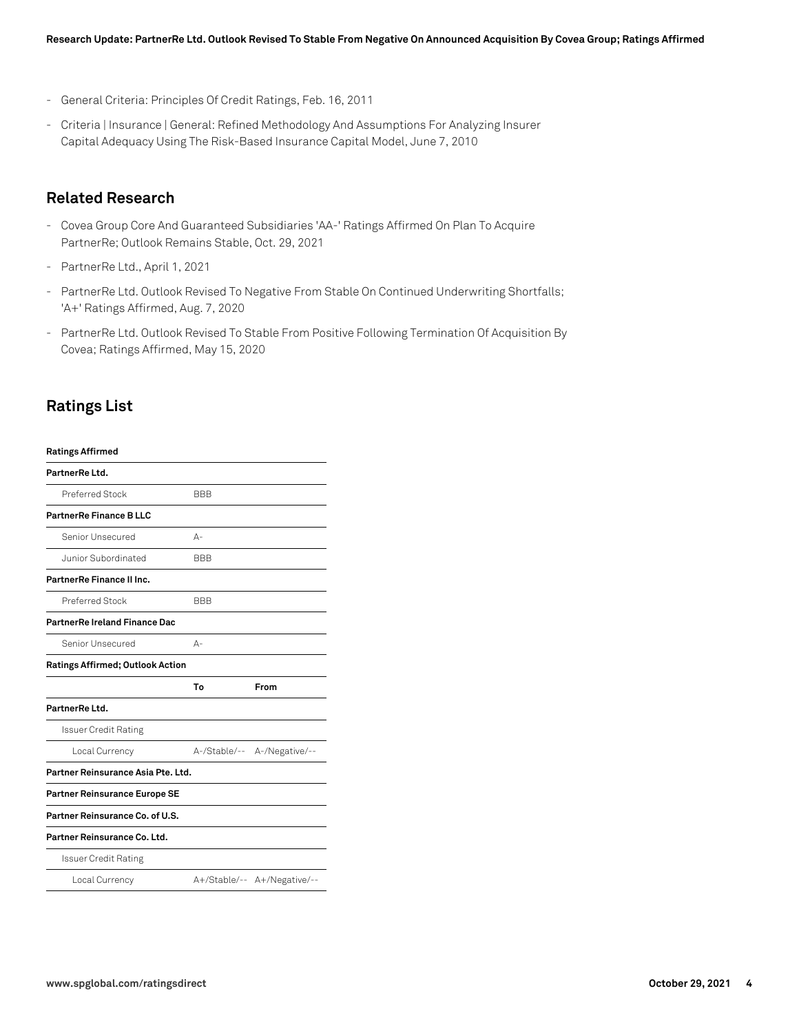- General Criteria: Principles Of Credit Ratings, Feb. 16, 2011
- Criteria | Insurance | General: Refined Methodology And Assumptions For Analyzing Insurer Capital Adequacy Using The Risk-Based Insurance Capital Model, June 7, 2010

## Related Research

- Covea Group Core And Guaranteed Subsidiaries 'AA-' Ratings Affirmed On Plan To Acquire PartnerRe; Outlook Remains Stable, Oct. 29, 2021
- PartnerRe Ltd., April 1, 2021
- PartnerRe Ltd. Outlook Revised To Negative From Stable On Continued Underwriting Shortfalls; 'A+' Ratings Affirmed, Aug. 7, 2020
- PartnerRe Ltd. Outlook Revised To Stable From Positive Following Termination Of Acquisition By Covea; Ratings Affirmed, May 15, 2020

## Ratings List

| **Ratings Affirmed** | | |
|---|---|---|
| **PartnerRe Ltd.** | | |
| Preferred Stock | BBB | |
| **PartnerRe Finance B LLC** | | |
| Senior Unsecured | A- | |
| Junior Subordinated | BBB | |
| **PartnerRe Finance II Inc.** | | |
| Preferred Stock | BBB | |
| **PartnerRe Ireland Finance Dac** | | |
| Senior Unsecured | A- | |
| **Ratings Affirmed; Outlook Action** | | |
| | **To** | **From** |
| **PartnerRe Ltd.** | | |
| Issuer Credit Rating | | |
| Local Currency | A-/Stable/-- | A-/Negative/-- |
| **Partner Reinsurance Asia Pte. Ltd.** | | |
| **Partner Reinsurance Europe SE** | | |
| **Partner Reinsurance Co. of U.S.** | | |
| **Partner Reinsurance Co. Ltd.** | | |
| Issuer Credit Rating | | |
| Local Currency | A+/Stable/-- | A+/Negative/-- |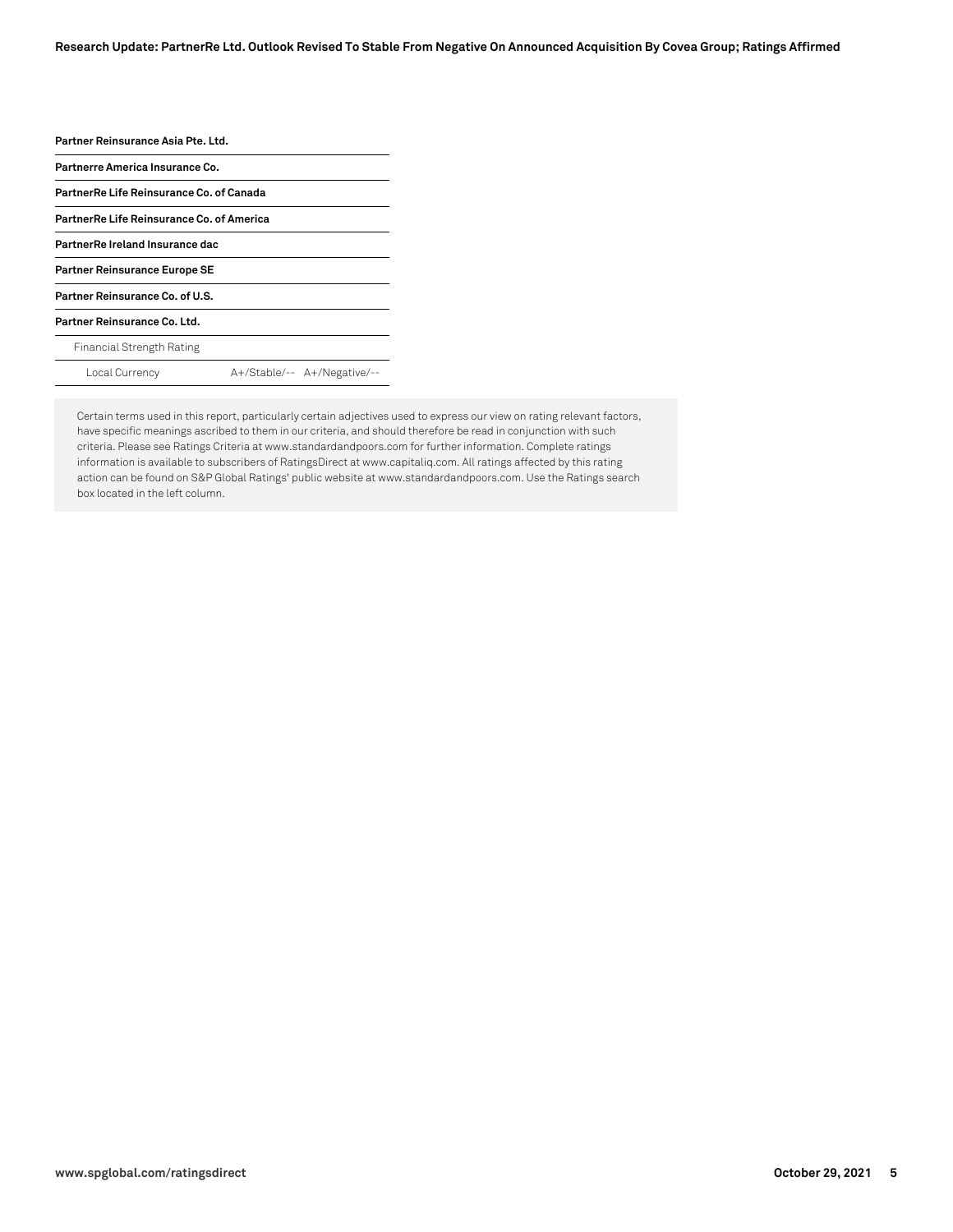| | | |
|---|---|---|
| **Partner Reinsurance Asia Pte. Ltd.** | | |
| **Partnerre America Insurance Co.** | | |
| **PartnerRe Life Reinsurance Co. of Canada** | | |
| **PartnerRe Life Reinsurance Co. of America** | | |
| **PartnerRe Ireland Insurance dac** | | |
| **Partner Reinsurance Europe SE** | | |
| **Partner Reinsurance Co. of U.S.** | | |
| **Partner Reinsurance Co. Ltd.** | | |
| Financial Strength Rating | | |
| Local Currency | A+/Stable/-- | A+/Negative/-- |

Certain terms used in this report, particularly certain adjectives used to express our view on rating relevant factors, have specific meanings ascribed to them in our criteria, and should therefore be read in conjunction with such criteria. Please see Ratings Criteria at www.standardandpoors.com for further information. Complete ratings information is available to subscribers of RatingsDirect at www.capitaliq.com. All ratings affected by this rating action can be found on S&P Global Ratings' public website at www.standardandpoors.com. Use the Ratings search box located in the left column.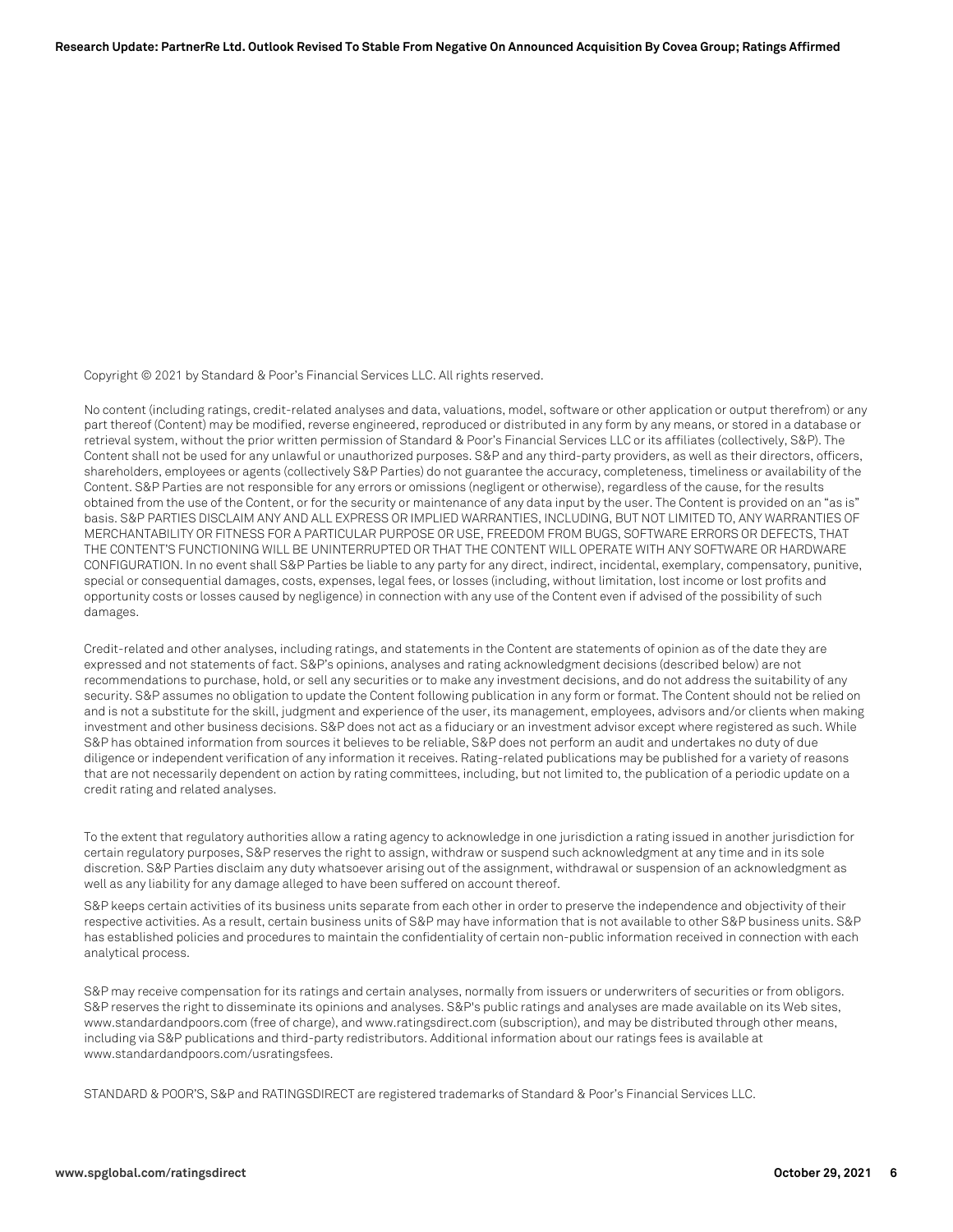Copyright © 2021 by Standard & Poor's Financial Services LLC. All rights reserved.

No content (including ratings, credit-related analyses and data, valuations, model, software or other application or output therefrom) or any part thereof (Content) may be modified, reverse engineered, reproduced or distributed in any form by any means, or stored in a database or retrieval system, without the prior written permission of Standard & Poor's Financial Services LLC or its affiliates (collectively, S&P). The Content shall not be used for any unlawful or unauthorized purposes. S&P and any third-party providers, as well as their directors, officers, shareholders, employees or agents (collectively S&P Parties) do not guarantee the accuracy, completeness, timeliness or availability of the Content. S&P Parties are not responsible for any errors or omissions (negligent or otherwise), regardless of the cause, for the results obtained from the use of the Content, or for the security or maintenance of any data input by the user. The Content is provided on an "as is" basis. S&P PARTIES DISCLAIM ANY AND ALL EXPRESS OR IMPLIED WARRANTIES, INCLUDING, BUT NOT LIMITED TO, ANY WARRANTIES OF MERCHANTABILITY OR FITNESS FOR A PARTICULAR PURPOSE OR USE, FREEDOM FROM BUGS, SOFTWARE ERRORS OR DEFECTS, THAT THE CONTENT'S FUNCTIONING WILL BE UNINTERRUPTED OR THAT THE CONTENT WILL OPERATE WITH ANY SOFTWARE OR HARDWARE CONFIGURATION. In no event shall S&P Parties be liable to any party for any direct, indirect, incidental, exemplary, compensatory, punitive, special or consequential damages, costs, expenses, legal fees, or losses (including, without limitation, lost income or lost profits and opportunity costs or losses caused by negligence) in connection with any use of the Content even if advised of the possibility of such damages.

Credit-related and other analyses, including ratings, and statements in the Content are statements of opinion as of the date they are expressed and not statements of fact. S&P's opinions, analyses and rating acknowledgment decisions (described below) are not recommendations to purchase, hold, or sell any securities or to make any investment decisions, and do not address the suitability of any security. S&P assumes no obligation to update the Content following publication in any form or format. The Content should not be relied on and is not a substitute for the skill, judgment and experience of the user, its management, employees, advisors and/or clients when making investment and other business decisions. S&P does not act as a fiduciary or an investment advisor except where registered as such. While S&P has obtained information from sources it believes to be reliable, S&P does not perform an audit and undertakes no duty of due diligence or independent verification of any information it receives. Rating-related publications may be published for a variety of reasons that are not necessarily dependent on action by rating committees, including, but not limited to, the publication of a periodic update on a credit rating and related analyses.

To the extent that regulatory authorities allow a rating agency to acknowledge in one jurisdiction a rating issued in another jurisdiction for certain regulatory purposes, S&P reserves the right to assign, withdraw or suspend such acknowledgment at any time and in its sole discretion. S&P Parties disclaim any duty whatsoever arising out of the assignment, withdrawal or suspension of an acknowledgment as well as any liability for any damage alleged to have been suffered on account thereof.

S&P keeps certain activities of its business units separate from each other in order to preserve the independence and objectivity of their respective activities. As a result, certain business units of S&P may have information that is not available to other S&P business units. S&P has established policies and procedures to maintain the confidentiality of certain non-public information received in connection with each analytical process.

S&P may receive compensation for its ratings and certain analyses, normally from issuers or underwriters of securities or from obligors. S&P reserves the right to disseminate its opinions and analyses. S&P's public ratings and analyses are made available on its Web sites, www.standardandpoors.com (free of charge), and www.ratingsdirect.com (subscription), and may be distributed through other means, including via S&P publications and third-party redistributors. Additional information about our ratings fees is available at www.standardandpoors.com/usratingsfees.

STANDARD & POOR'S, S&P and RATINGSDIRECT are registered trademarks of Standard & Poor's Financial Services LLC.